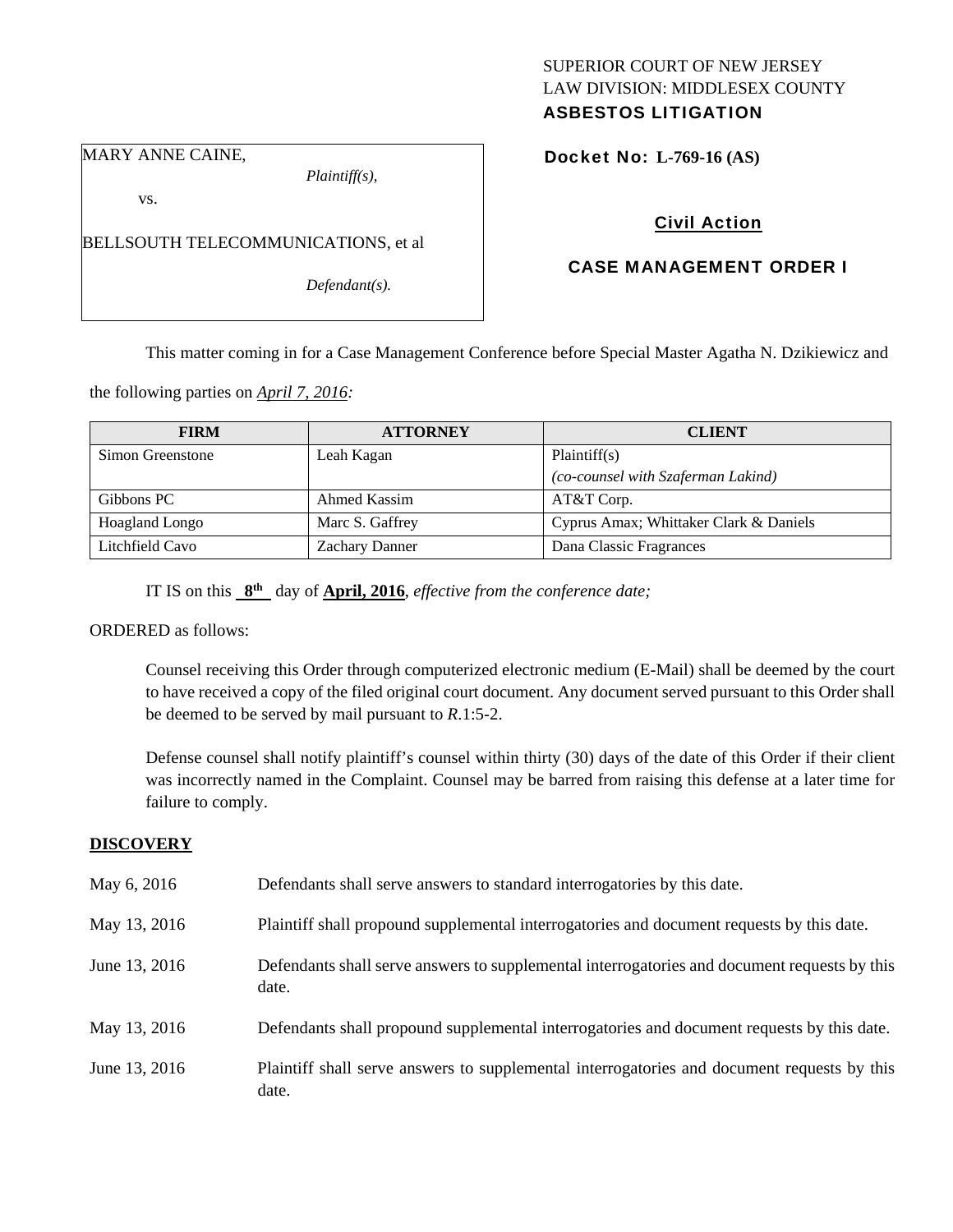SUPERIOR COURT OF NEW JERSEY
LAW DIVISION: MIDDLESEX COUNTY
**ASBESTOS LITIGATION**

MARY ANNE CAINE,
*Plaintiff(s),*
vs.
BELLSOUTH TELECOMMUNICATIONS, et al
*Defendant(s).*

**Docket No: L-769-16 (AS)**

**Civil Action**

**CASE MANAGEMENT ORDER I**

This matter coming in for a Case Management Conference before Special Master Agatha N. Dzikiewicz and the following parties on *April 7, 2016:*

| FIRM | ATTORNEY | CLIENT |
|---|---|---|
| Simon Greenstone | Leah Kagan | Plaintiff(s) *(co-counsel with Szaferman Lakind)* |
| Gibbons PC | Ahmed Kassim | AT&T Corp. |
| Hoagland Longo | Marc S. Gaffrey | Cyprus Amax; Whittaker Clark & Daniels |
| Litchfield Cavo | Zachary Danner | Dana Classic Fragrances |

IT IS on this **8th** day of **April, 2016**, *effective from the conference date;*

ORDERED as follows:

Counsel receiving this Order through computerized electronic medium (E-Mail) shall be deemed by the court to have received a copy of the filed original court document. Any document served pursuant to this Order shall be deemed to be served by mail pursuant to *R*.1:5-2.

Defense counsel shall notify plaintiff's counsel within thirty (30) days of the date of this Order if their client was incorrectly named in the Complaint. Counsel may be barred from raising this defense at a later time for failure to comply.

## DISCOVERY

| | |
|---|---|
| May 6, 2016 | Defendants shall serve answers to standard interrogatories by this date. |
| May 13, 2016 | Plaintiff shall propound supplemental interrogatories and document requests by this date. |
| June 13, 2016 | Defendants shall serve answers to supplemental interrogatories and document requests by this date. |
| May 13, 2016 | Defendants shall propound supplemental interrogatories and document requests by this date. |
| June 13, 2016 | Plaintiff shall serve answers to supplemental interrogatories and document requests by this date. |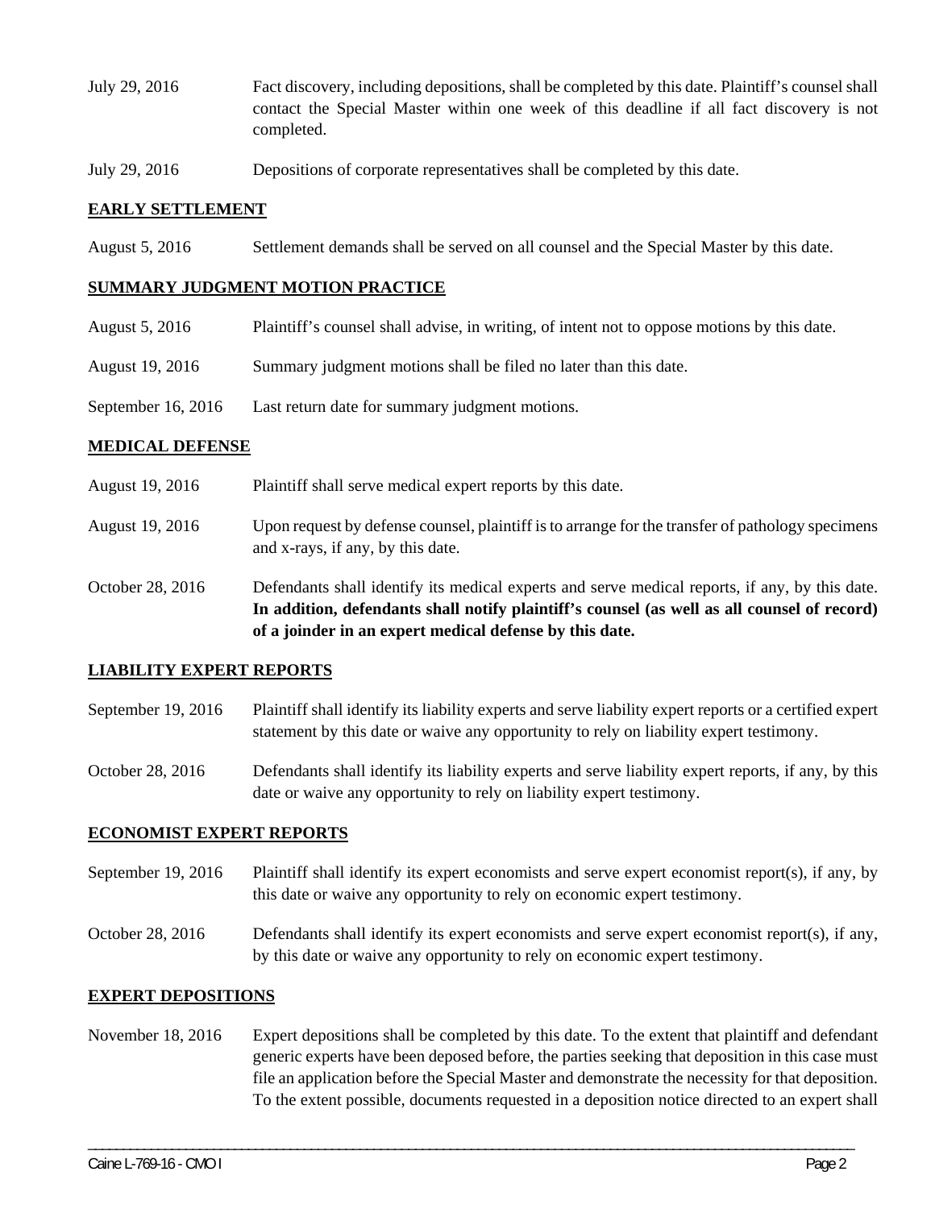July 29, 2016 Fact discovery, including depositions, shall be completed by this date. Plaintiff's counsel shall contact the Special Master within one week of this deadline if all fact discovery is not completed.

July 29, 2016 Depositions of corporate representatives shall be completed by this date.

## EARLY SETTLEMENT

August 5, 2016 Settlement demands shall be served on all counsel and the Special Master by this date.

## SUMMARY JUDGMENT MOTION PRACTICE

August 5, 2016 Plaintiff's counsel shall advise, in writing, of intent not to oppose motions by this date.

August 19, 2016 Summary judgment motions shall be filed no later than this date.

September 16, 2016 Last return date for summary judgment motions.

## MEDICAL DEFENSE

August 19, 2016 Plaintiff shall serve medical expert reports by this date.

August 19, 2016 Upon request by defense counsel, plaintiff is to arrange for the transfer of pathology specimens and x-rays, if any, by this date.

October 28, 2016 Defendants shall identify its medical experts and serve medical reports, if any, by this date. **In addition, defendants shall notify plaintiff's counsel (as well as all counsel of record) of a joinder in an expert medical defense by this date.**

## LIABILITY EXPERT REPORTS

September 19, 2016 Plaintiff shall identify its liability experts and serve liability expert reports or a certified expert statement by this date or waive any opportunity to rely on liability expert testimony.

October 28, 2016 Defendants shall identify its liability experts and serve liability expert reports, if any, by this date or waive any opportunity to rely on liability expert testimony.

## ECONOMIST EXPERT REPORTS

September 19, 2016 Plaintiff shall identify its expert economists and serve expert economist report(s), if any, by this date or waive any opportunity to rely on economic expert testimony.

October 28, 2016 Defendants shall identify its expert economists and serve expert economist report(s), if any, by this date or waive any opportunity to rely on economic expert testimony.

## EXPERT DEPOSITIONS

November 18, 2016 Expert depositions shall be completed by this date. To the extent that plaintiff and defendant generic experts have been deposed before, the parties seeking that deposition in this case must file an application before the Special Master and demonstrate the necessity for that deposition. To the extent possible, documents requested in a deposition notice directed to an expert shall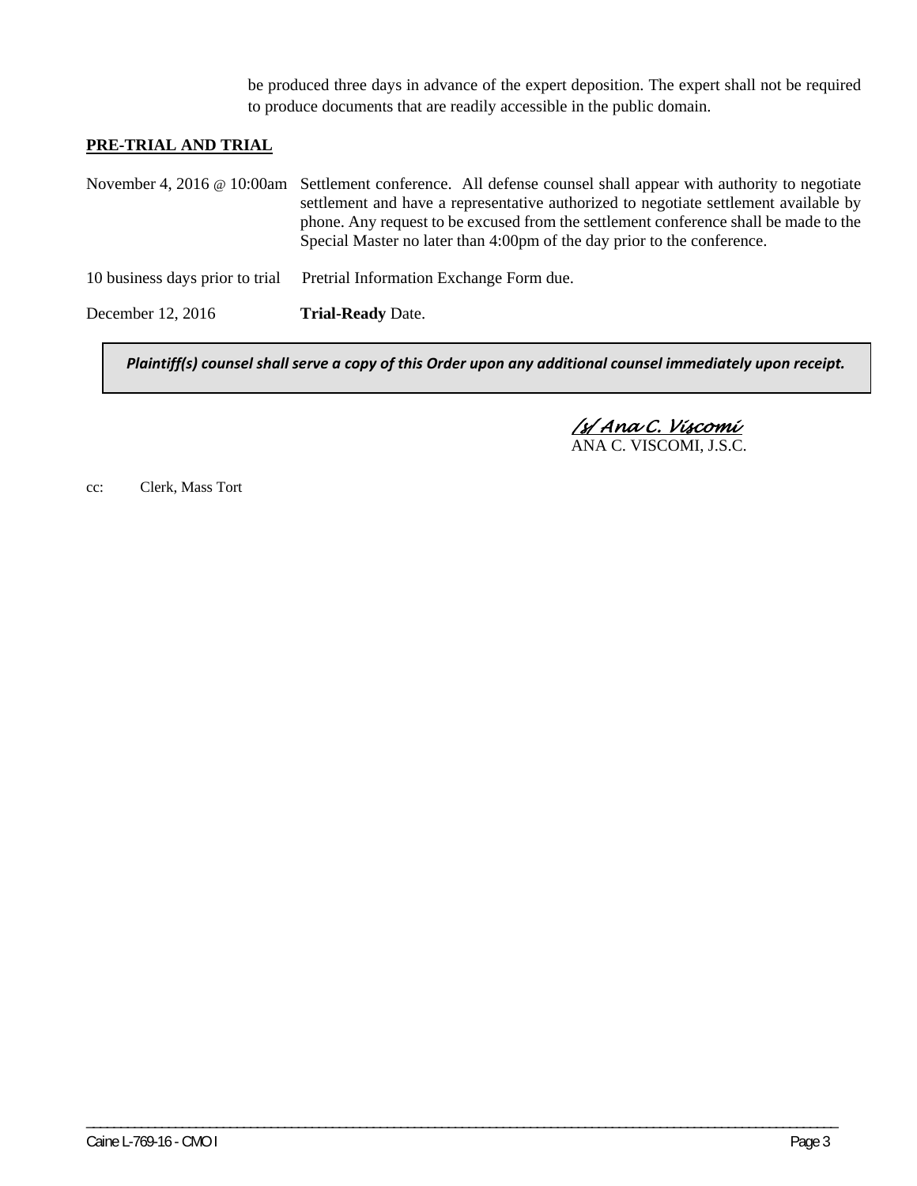be produced three days in advance of the expert deposition. The expert shall not be required to produce documents that are readily accessible in the public domain.

**PRE-TRIAL AND TRIAL**

| | |
|---|---|
| November 4, 2016 @ 10:00am | Settlement conference. All defense counsel shall appear with authority to negotiate settlement and have a representative authorized to negotiate settlement available by phone. Any request to be excused from the settlement conference shall be made to the Special Master no later than 4:00pm of the day prior to the conference. |
| 10 business days prior to trial | Pretrial Information Exchange Form due. |
| December 12, 2016 | **Trial-Ready** Date. |

***Plaintiff(s) counsel shall serve a copy of this Order upon any additional counsel immediately upon receipt.***

*/s/ Ana C. Viscomi*
ANA C. VISCOMI, J.S.C.

cc: Clerk, Mass Tort